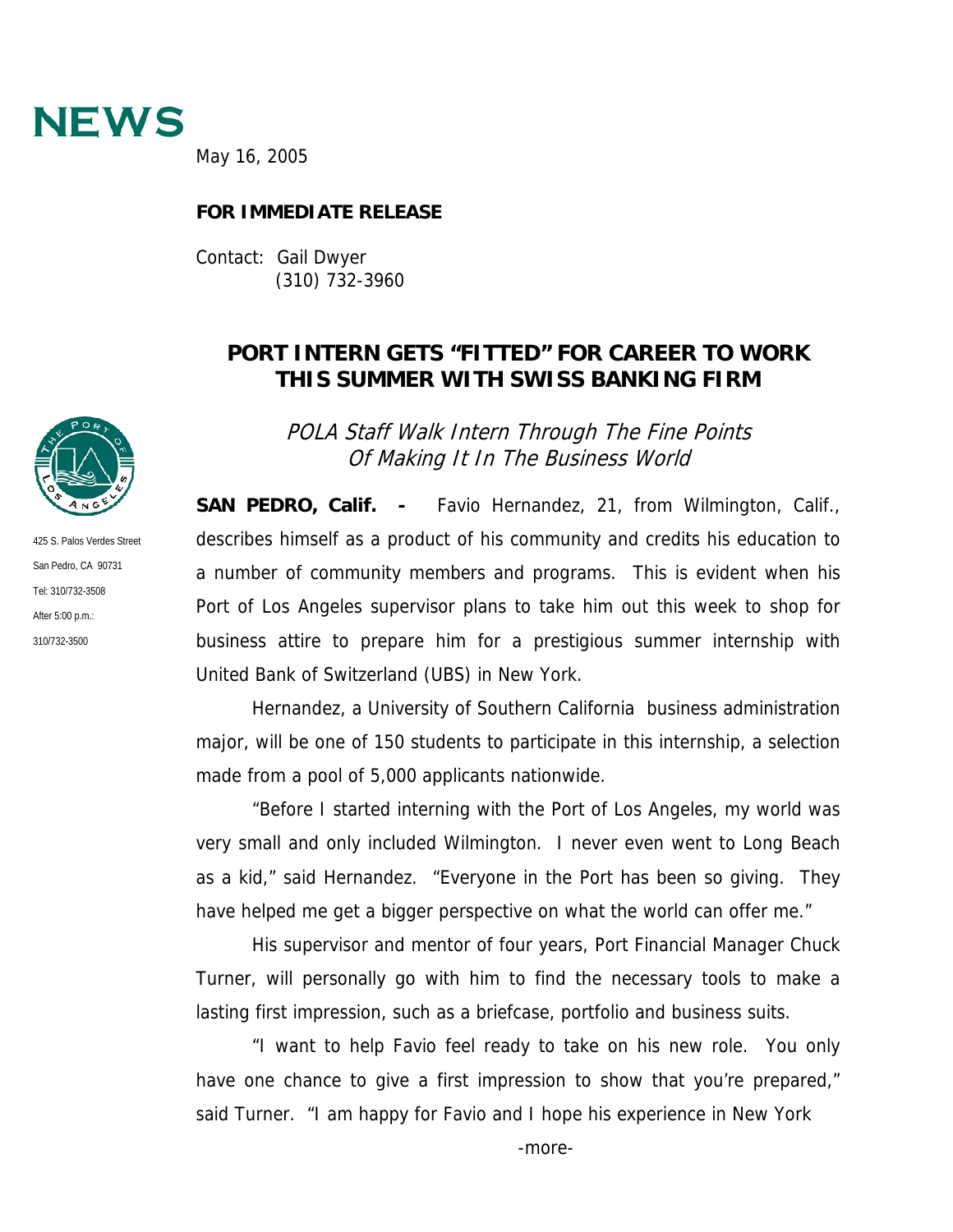# NEWS

May 16, 2005

**FOR IMMEDIATE RELEASE**

Contact: Gail Dwyer
(310) 732-3960

425 S. Palos Verdes Street
San Pedro, CA 90731
Tel: 310/732-3508
After 5:00 p.m.:
310/732-3500

## PORT INTERN GETS "FITTED" FOR CAREER TO WORK THIS SUMMER WITH SWISS BANKING FIRM

*POLA Staff Walk Intern Through The Fine Points Of Making It In The Business World*

**SAN PEDRO, Calif. -** Favio Hernandez, 21, from Wilmington, Calif., describes himself as a product of his community and credits his education to a number of community members and programs. This is evident when his Port of Los Angeles supervisor plans to take him out this week to shop for business attire to prepare him for a prestigious summer internship with United Bank of Switzerland (UBS) in New York.

Hernandez, a University of Southern California business administration major, will be one of 150 students to participate in this internship, a selection made from a pool of 5,000 applicants nationwide.

"Before I started interning with the Port of Los Angeles, my world was very small and only included Wilmington. I never even went to Long Beach as a kid," said Hernandez. "Everyone in the Port has been so giving. They have helped me get a bigger perspective on what the world can offer me."

His supervisor and mentor of four years, Port Financial Manager Chuck Turner, will personally go with him to find the necessary tools to make a lasting first impression, such as a briefcase, portfolio and business suits.

"I want to help Favio feel ready to take on his new role. You only have one chance to give a first impression to show that you're prepared," said Turner. "I am happy for Favio and I hope his experience in New York

-more-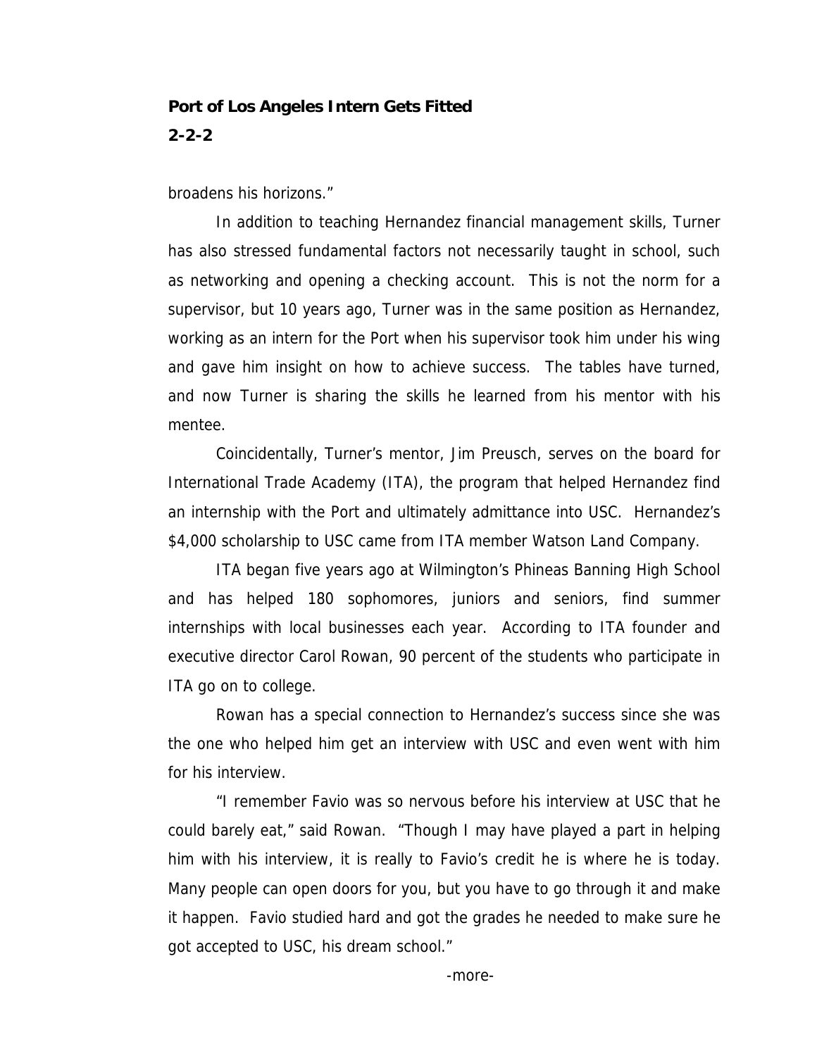broadens his horizons."

In addition to teaching Hernandez financial management skills, Turner has also stressed fundamental factors not necessarily taught in school, such as networking and opening a checking account. This is not the norm for a supervisor, but 10 years ago, Turner was in the same position as Hernandez, working as an intern for the Port when his supervisor took him under his wing and gave him insight on how to achieve success. The tables have turned, and now Turner is sharing the skills he learned from his mentor with his mentee.

Coincidentally, Turner's mentor, Jim Preusch, serves on the board for International Trade Academy (ITA), the program that helped Hernandez find an internship with the Port and ultimately admittance into USC. Hernandez's $4,000 scholarship to USC came from ITA member Watson Land Company.

ITA began five years ago at Wilmington's Phineas Banning High School and has helped 180 sophomores, juniors and seniors, find summer internships with local businesses each year. According to ITA founder and executive director Carol Rowan, 90 percent of the students who participate in ITA go on to college.

Rowan has a special connection to Hernandez's success since she was the one who helped him get an interview with USC and even went with him for his interview.

"I remember Favio was so nervous before his interview at USC that he could barely eat," said Rowan. "Though I may have played a part in helping him with his interview, it is really to Favio's credit he is where he is today. Many people can open doors for you, but you have to go through it and make it happen. Favio studied hard and got the grades he needed to make sure he got accepted to USC, his dream school."

-more-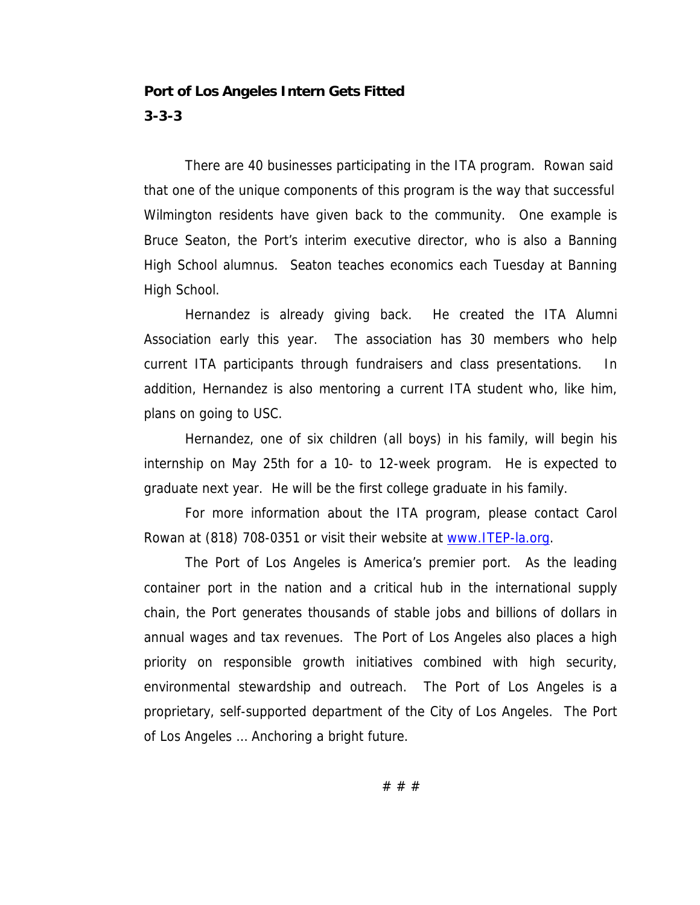There are 40 businesses participating in the ITA program. Rowan said that one of the unique components of this program is the way that successful Wilmington residents have given back to the community. One example is Bruce Seaton, the Port's interim executive director, who is also a Banning High School alumnus. Seaton teaches economics each Tuesday at Banning High School.

Hernandez is already giving back. He created the ITA Alumni Association early this year. The association has 30 members who help current ITA participants through fundraisers and class presentations. In addition, Hernandez is also mentoring a current ITA student who, like him, plans on going to USC.

Hernandez, one of six children (all boys) in his family, will begin his internship on May 25th for a 10- to 12-week program. He is expected to graduate next year. He will be the first college graduate in his family.

For more information about the ITA program, please contact Carol Rowan at (818) 708-0351 or visit their website at [www.ITEP-la.org](http://www.ITEP-la.org).

The Port of Los Angeles is America's premier port. As the leading container port in the nation and a critical hub in the international supply chain, the Port generates thousands of stable jobs and billions of dollars in annual wages and tax revenues. The Port of Los Angeles also places a high priority on responsible growth initiatives combined with high security, environmental stewardship and outreach. The Port of Los Angeles is a proprietary, self-supported department of the City of Los Angeles. The Port of Los Angeles … Anchoring a bright future.

# # #